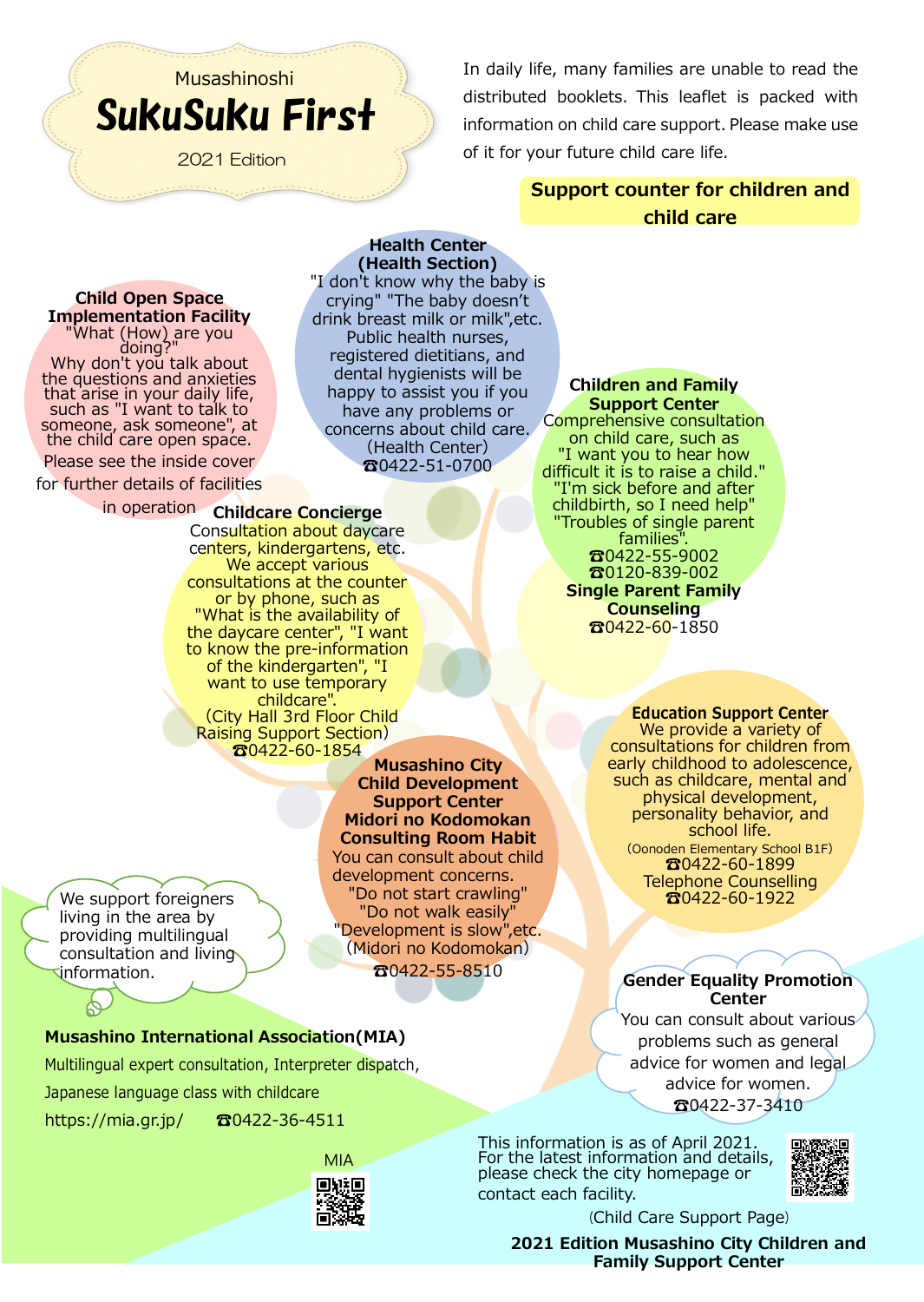Musashinoshi

# SukuSuku First

2021 Edition

In daily life, many families are unable to read the distributed booklets. This leaflet is packed with information on child care support. Please make use of it for your future child care life.

## Support counter for children and child care

### Health Center (Health Section)

"I don't know why the baby is crying" "The baby doesn't drink breast milk or milk",etc. Public health nurses, registered dietitians, and dental hygienists will be happy to assist you if you have any problems or concerns about child care.
(Health Center)
☎0422-51-0700

### Child Open Space Implementation Facility

"What (How) are you doing?"
Why don't you talk about the questions and anxieties that arise in your daily life, such as "I want to talk to someone, ask someone", at the child care open space.
Please see the inside cover for further details of facilities in operation

### Children and Family Support Center

Comprehensive consultation on child care, such as "I want you to hear how difficult it is to raise a child." "I'm sick before and after childbirth, so I need help" "Troubles of single parent families".
☎0422-55-9002
☎0120-839-002

### Single Parent Family Counseling

☎0422-60-1850

### Childcare Concierge

Consultation about daycare centers, kindergartens, etc. We accept various consultations at the counter or by phone, such as "What is the availability of the daycare center", "I want to know the pre-information of the kindergarten", "I want to use temporary childcare".
(City Hall 3rd Floor Child Raising Support Section)
☎0422-60-1854

### Education Support Center

We provide a variety of consultations for children from early childhood to adolescence, such as childcare, mental and physical development, personality behavior, and school life.
(Oonoden Elementary School B1F)
☎0422-60-1899
Telephone Counselling
☎0422-60-1922

### Musashino City Child Development Support Center Midori no Kodomokan Consulting Room Habit

You can consult about child development concerns.
"Do not start crawling" "Do not walk easily" "Development is slow",etc.
(Midori no Kodomokan)
☎0422-55-8510

We support foreigners living in the area by providing multilingual consultation and living information.

### Musashino International Association(MIA)

Multilingual expert consultation, Interpreter dispatch, Japanese language class with childcare
https://mia.gr.jp/ ☎0422-36-4511

MIA

### Gender Equality Promotion Center

You can consult about various problems such as general advice for women and legal advice for women.
☎0422-37-3410

This information is as of April 2021.
For the latest information and details, please check the city homepage or contact each facility.

(Child Care Support Page)

**2021 Edition Musashino City Children and Family Support Center**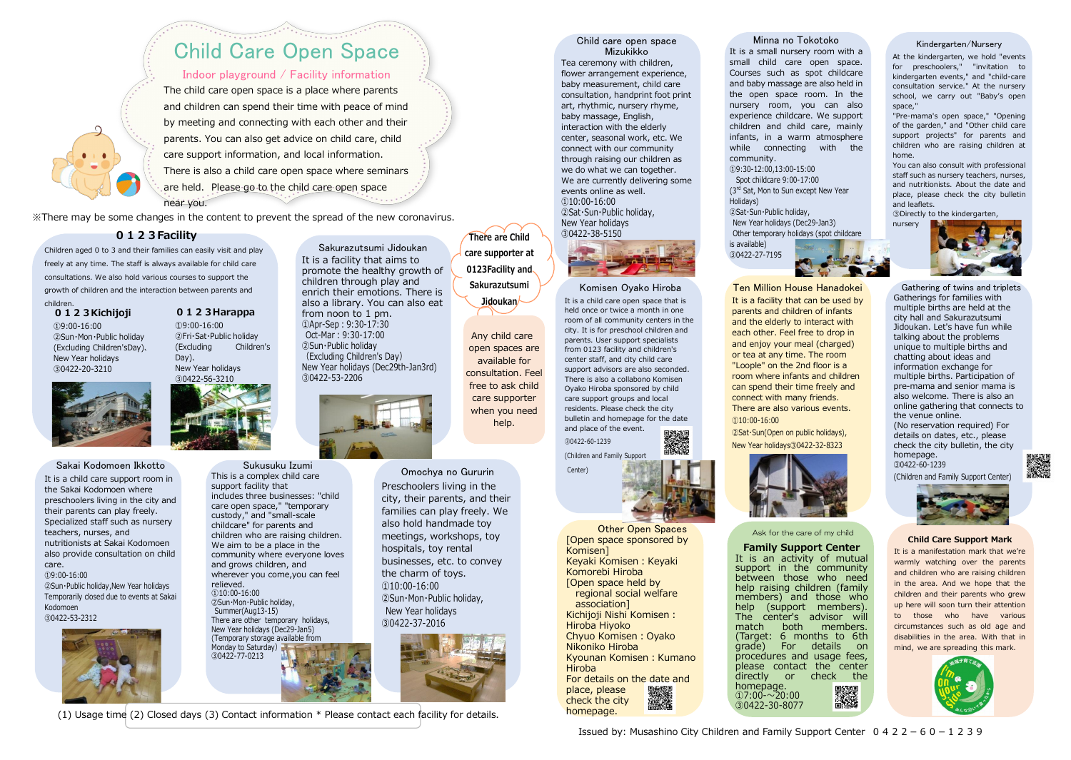# Child Care Open Space

## Indoor playground / Facility information

The child care open space is a place where parents and children can spend their time with peace of mind by meeting and connecting with each other and their parents. You can also get advice on child care, child care support information, and local information. There is also a child care open space where seminars are held. Please go to the child care open space near you.

※There may be some changes in the content to prevent the spread of the new coronavirus.

### 0 1 2 3 Facility

Children aged 0 to 3 and their families can easily visit and play freely at any time. The staff is always available for child care consultations. We also hold various courses to support the growth of children and the interaction between parents and children.

**0 1 2 3 Kichijoji**

①9:00-16:00
②Sun･Mon･Public holiday (Excluding Children'sDay), New Year holidays
③0422-20-3210

**0 1 2 3 Harappa**

①9:00-16:00
②Fri･Sat･Public holiday (Excluding Children's Day), New Year holidays
③0422-56-3210

### Sakurazutsumi Jidoukan

It is a facility that aims to promote the healthy growth of children through play and enrich their emotions. There is also a library. You can also eat from noon to 1 pm.

①Apr-Sep : 9:30-17:30
Oct-Mar : 9:30-17:00
②Sun･Public holiday (Excluding Children's Day)
New Year holidays (Dec29th-Jan3rd)
③0422-53-2206

There are Child care supporter at 0123Facility and Sakurazutsumi Jidoukan

Any child care open spaces are available for consultation. Feel free to ask child care supporter when you need help.

### Sakai Kodomoen Ikkotto

It is a child care support room in the Sakai Kodomoen where preschoolers living in the city and their parents can play freely. Specialized staff such as nursery teachers, nurses, and nutritionists at Sakai Kodomoen also provide consultation on child care.

①9:00-16:00
②Sun･Public holiday,New Year holidays
Temporarily closed due to events at Sakai Kodomoen
③0422-53-2312

### Sukusuku Izumi

This is a complex child care support facility that includes three businesses: "child care open space," "temporary custody," and "small-scale childcare" for parents and children who are raising children. We aim to be a place in the community where everyone loves and grows children, and wherever you come,you can feel relieved.

①10:00-16:00
②Sun･Mon･Public holiday, Summer(Aug13-15)
There are other temporary holidays, New Year holidays (Dec29-Jan5)
(Temporary storage available from Monday to Saturday)
③0422-77-0213

### Omochya no Gururin

Preschoolers living in the city, their parents, and their families can play freely. We also hold handmade toy meetings, workshops, toy hospitals, toy rental businesses, etc. to convey the charm of toys.

①10:00-16:00
②Sun･Mon･Public holiday, New Year holidays
③0422-37-2016

(1) Usage time (2) Closed days (3) Contact information * Please contact each facility for details.

### Child care open space Mizukikko

Tea ceremony with children, flower arrangement experience, baby measurement, child care consultation, handprint foot print art, rhythmic, nursery rhyme, baby massage, English, interaction with the elderly center, seasonal work, etc. We connect with our community through raising our children as we do what we can together. We are currently delivering some events online as well.

①10:00-16:00
②Sat･Sun･Public holiday, New Year holidays
③0422-38-5150

### Komisen Oyako Hiroba

It is a child care open space that is held once or twice a month in one room of all community centers in the city. It is for preschool children and their parents. User support specialists from 0123 facility and children's center staff, and city child care support advisors are also seconded. There is also a collabono Komisen Oyako Hiroba sponsored by child care support groups and local residents. Please check the city bulletin and homepage for the date and place of the event.

③0422-60-1239
(Children and Family Support Center)

### Other Open Spaces

[Open space sponsored by Komisen]
Keyaki Komisen : Keyaki Komorebi Hiroba
[Open space held by regional social welfare association]
Kichijoji Nishi Komisen : Hiroba Hiyoko
Chyuo Komisen : Oyako Nikoniko Hiroba
Kyounan Komisen : Kumano Hiroba
For details on the date and place, please check the city homepage.

### Minna no Tokotoko

It is a small nursery room with a small child care open space. Courses such as spot childcare and baby massage are also held in the open space room. In the nursery room, you can also experience childcare. We support children and child care, mainly infants, in a warm atmosphere while connecting with the community.

①9:30-12:00,13:00-15:00
Spot childcare 9:00-17:00
(3rd Sat, Mon to Sun except New Year Holidays)
②Sat･Sun･Public holiday, New Year holidays (Dec29-Jan3)
Other temporary holidays (spot childcare is available)
③0422-27-7195

### Ten Million House Hanadokei

It is a facility that can be used by parents and children of infants and the elderly to interact with each other. Feel free to drop in and enjoy your meal (charged) or tea at any time. The room "Loople" on the 2nd floor is a room where infants and children can spend their time freely and connect with many friends. There are also various events.

①10:00-16:00
②Sat･Sun(Open on public holidays), New Year holidays③0422-32-8323

Ask for the care of my child

### Family Support Center

It is an activity of mutual support in the community between those who need help raising children (family members) and those who help (support members). The center's advisor will match both members. (Target: 6 months to 6th grade) For details on procedures and usage fees, please contact the center directly or check the homepage.

①7:00-～20:00
③0422-30-8077

### Kindergarten/Nursery

At the kindergarten, we hold "events for preschoolers," "invitation to kindergarten events," and "child-care consultation service." At the nursery school, we carry out "Baby's open space," "Pre-mama's open space," "Opening of the garden," and "Other child care support projects" for parents and children who are raising children at home.

You can also consult with professional staff such as nursery teachers, nurses, and nutritionists. About the date and place, please check the city bulletin and leaflets.

③Directly to the kindergarten, nursery

### Gathering of twins and triplets

Gatherings for families with multiple births are held at the city hall and Sakurazutsumi Jidoukan. Let's have fun while talking about the problems unique to multiple births and chatting about ideas and information exchange for multiple births. Participation of pre-mama and senior mama is also welcome. There is also an online gathering that connects to the venue online.

(No reservation required) For details on dates, etc., please check the city bulletin, the city homepage.

③0422-60-1239
(Children and Family Support Center)

### Child Care Support Mark

It is a manifestation mark that we're warmly watching over the parents and children who are raising children in the area. And we hope that the children and their parents who grew up here will soon turn their attention to those who have various circumstances such as old age and disabilities in the area. With that in mind, we are spreading this mark.

Issued by: Musashino City Children and Family Support Center 0 4 2 2 – 6 0 – 1 2 3 9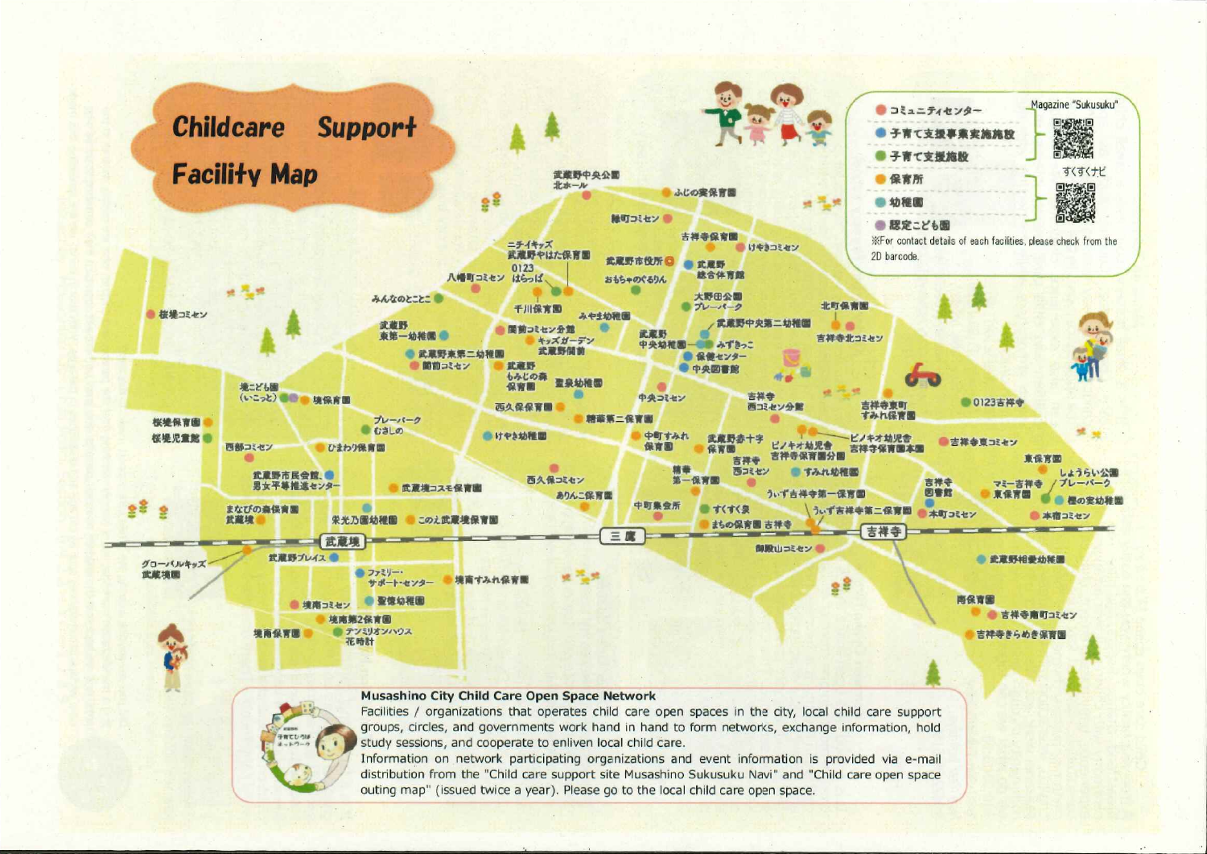# Childcare Support Facility Map

- コミュニティセンター
- 子育て支援事業実施施設
- 子育て支援施設
- 保育所
- 幼稚園
- 認定こども園

Magazine "Sukusuku"

すくすくナビ

※For contact details of each facilities, please check from the 2D barcode.

武蔵野中央公園北ホール
ふじの実保育園
緑町コミセン
吉祥寺保育園
けやきコミセン
ニチイキッズ武蔵野やはた保育園
0123はらっぱ
八幡町コミセン
武蔵野市役所
武蔵野総合体育館
おもちゃのぐるりん
みんなのとこ
大野田公園プレーパーク
北町保育園
桜堤コミセン
千川保育園
みやま幼稚園
武蔵野中央第二幼稚園
武蔵野東第一幼稚園
関前コミセン分館
キッズガーデン武蔵野関前
武蔵野中央幼稚園
みずきっこ
吉祥寺北コミセン
武蔵野東第二幼稚園
保健センター
関前コミセン
武蔵野もみじの森保育園
聖泉幼稚園
中央図書館
境こども園（いこっと）
境保育園
中央コミセン
吉祥寺西コミセン分館
吉祥寺東町すみれ保育園
0123吉祥寺
西久保保育園
桜堤保育園
プレーパークむさしの
精華第二保育園
桜堤児童館
けやき幼稚園
中町すみれ保育園
武蔵野赤十字保育園
ピノキオ幼児舎吉祥寺保育園分園
ピノキオ幼児舎吉祥寺保育園本園
吉祥寺東コミセン
西部コミセン
ひまわり保育園
吉祥寺西コミセン
東保育園
精華第一保育園
すみれ幼稚園
しょうらい公園プレーパーク
武蔵野市民会館、男女平等推進センター
西久保コミセン
武蔵境コスモ保育園
吉祥寺図書館
マミー吉祥寺東保育園
ありんこ保育園
うぃず吉祥寺第一保育園
櫻の実幼稚園
まなびの森保育園武蔵境
中町集会所
すくすく泉
うぃず吉祥寺第二保育園
本町コミセン
栄光乃園幼稚園
このえ武蔵境保育園
まちの保育園吉祥寺
本宿コミセン
武蔵境
三鷹
吉祥寺
グローバルキッズ武蔵境園
武蔵野プレイス
御殿山コミセン
武蔵野相愛幼稚園
ファミリー・サポート・センター
境南すみれ保育園
境南コミセン
聖徳幼稚園
南保育園
境南第2保育園
吉祥寺南町コミセン
境南保育園
テンミリオンハウス花時計
吉祥寺きらめき保育園

## Musashino City Child Care Open Space Network

Facilities / organizations that operates child care open spaces in the city, local child care support groups, circles, and governments work hand in hand to form networks, exchange information, hold study sessions, and cooperate to enliven local child care.

Information on network participating organizations and event information is provided via e-mail distribution from the "Child care support site Musashino Sukusuku Navi" and "Child care open space outing map" (issued twice a year). Please go to the local child care open space.